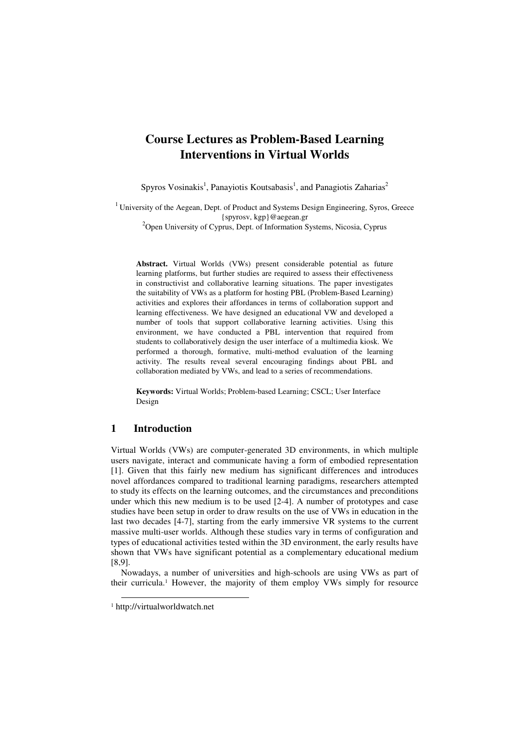# Course Lectures as Problem-Based Learning Interventions in Virtual Worlds

Spyros Vosinakis[1], Panayiotis Koutsabasis[1], and Panagiotis Zaharias[2]

[1] University of the Aegean, Dept. of Product and Systems Design Engineering, Syros, Greece
{spyrosv, kgp}@aegean.gr
[2]Open University of Cyprus, Dept. of Information Systems, Nicosia, Cyprus

**Abstract.** Virtual Worlds (VWs) present considerable potential as future learning platforms, but further studies are required to assess their effectiveness in constructivist and collaborative learning situations. The paper investigates the suitability of VWs as a platform for hosting PBL (Problem-Based Learning) activities and explores their affordances in terms of collaboration support and learning effectiveness. We have designed an educational VW and developed a number of tools that support collaborative learning activities. Using this environment, we have conducted a PBL intervention that required from students to collaboratively design the user interface of a multimedia kiosk. We performed a thorough, formative, multi-method evaluation of the learning activity. The results reveal several encouraging findings about PBL and collaboration mediated by VWs, and lead to a series of recommendations.

**Keywords:** Virtual Worlds; Problem-based Learning; CSCL; User Interface Design

## 1 Introduction

Virtual Worlds (VWs) are computer-generated 3D environments, in which multiple users navigate, interact and communicate having a form of embodied representation [1]. Given that this fairly new medium has significant differences and introduces novel affordances compared to traditional learning paradigms, researchers attempted to study its effects on the learning outcomes, and the circumstances and preconditions under which this new medium is to be used [2-4]. A number of prototypes and case studies have been setup in order to draw results on the use of VWs in education in the last two decades [4-7], starting from the early immersive VR systems to the current massive multi-user worlds. Although these studies vary in terms of configuration and types of educational activities tested within the 3D environment, the early results have shown that VWs have significant potential as a complementary educational medium [8,9].

Nowadays, a number of universities and high-schools are using VWs as part of their curricula.[1] However, the majority of them employ VWs simply for resource

[1] http://virtualworldwatch.net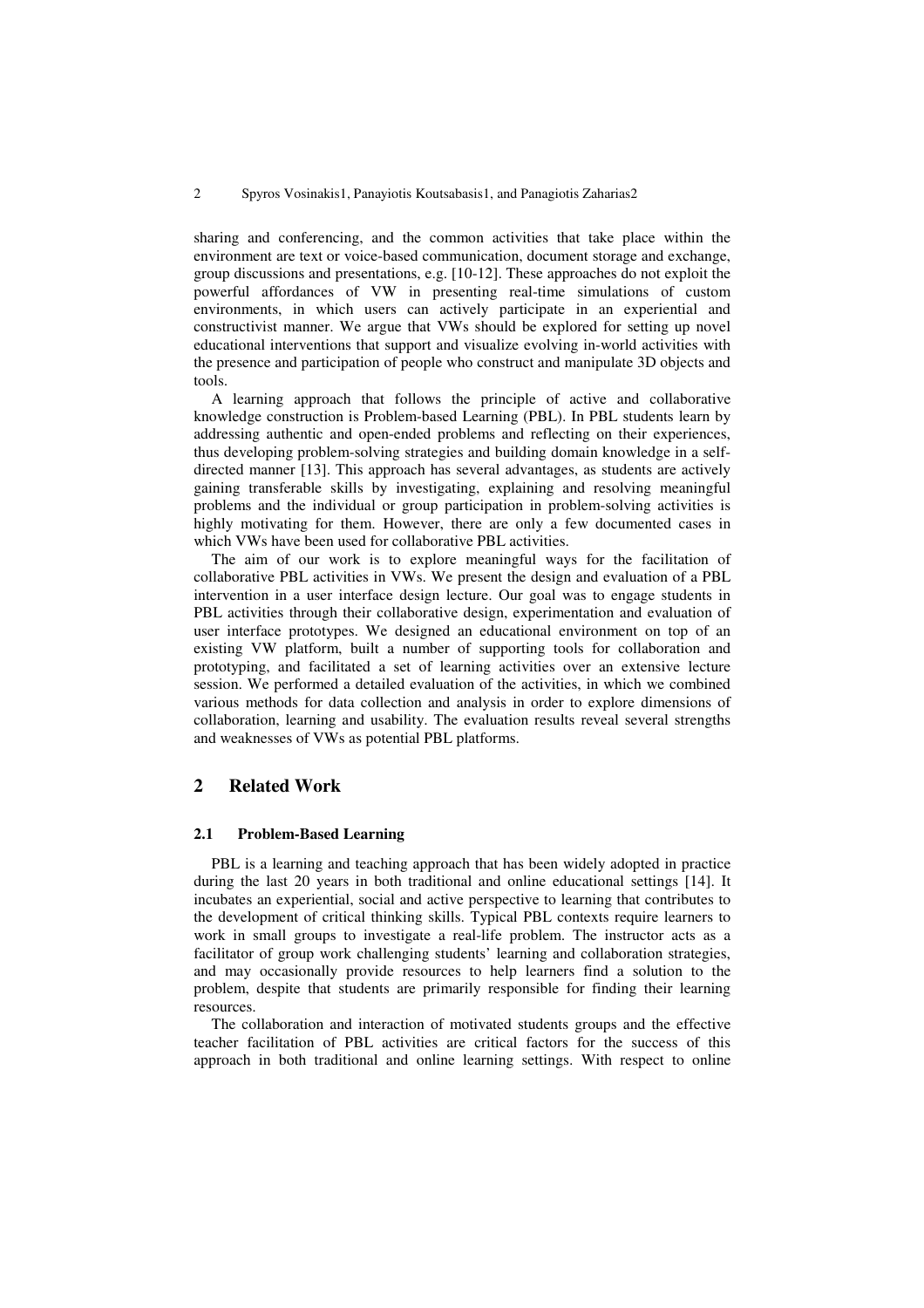sharing and conferencing, and the common activities that take place within the environment are text or voice-based communication, document storage and exchange, group discussions and presentations, e.g. [10-12]. These approaches do not exploit the powerful affordances of VW in presenting real-time simulations of custom environments, in which users can actively participate in an experiential and constructivist manner. We argue that VWs should be explored for setting up novel educational interventions that support and visualize evolving in-world activities with the presence and participation of people who construct and manipulate 3D objects and tools.

A learning approach that follows the principle of active and collaborative knowledge construction is Problem-based Learning (PBL). In PBL students learn by addressing authentic and open-ended problems and reflecting on their experiences, thus developing problem-solving strategies and building domain knowledge in a self-directed manner [13]. This approach has several advantages, as students are actively gaining transferable skills by investigating, explaining and resolving meaningful problems and the individual or group participation in problem-solving activities is highly motivating for them. However, there are only a few documented cases in which VWs have been used for collaborative PBL activities.

The aim of our work is to explore meaningful ways for the facilitation of collaborative PBL activities in VWs. We present the design and evaluation of a PBL intervention in a user interface design lecture. Our goal was to engage students in PBL activities through their collaborative design, experimentation and evaluation of user interface prototypes. We designed an educational environment on top of an existing VW platform, built a number of supporting tools for collaboration and prototyping, and facilitated a set of learning activities over an extensive lecture session. We performed a detailed evaluation of the activities, in which we combined various methods for data collection and analysis in order to explore dimensions of collaboration, learning and usability. The evaluation results reveal several strengths and weaknesses of VWs as potential PBL platforms.

## 2 Related Work

### 2.1 Problem-Based Learning

PBL is a learning and teaching approach that has been widely adopted in practice during the last 20 years in both traditional and online educational settings [14]. It incubates an experiential, social and active perspective to learning that contributes to the development of critical thinking skills. Typical PBL contexts require learners to work in small groups to investigate a real-life problem. The instructor acts as a facilitator of group work challenging students' learning and collaboration strategies, and may occasionally provide resources to help learners find a solution to the problem, despite that students are primarily responsible for finding their learning resources.

The collaboration and interaction of motivated students groups and the effective teacher facilitation of PBL activities are critical factors for the success of this approach in both traditional and online learning settings. With respect to online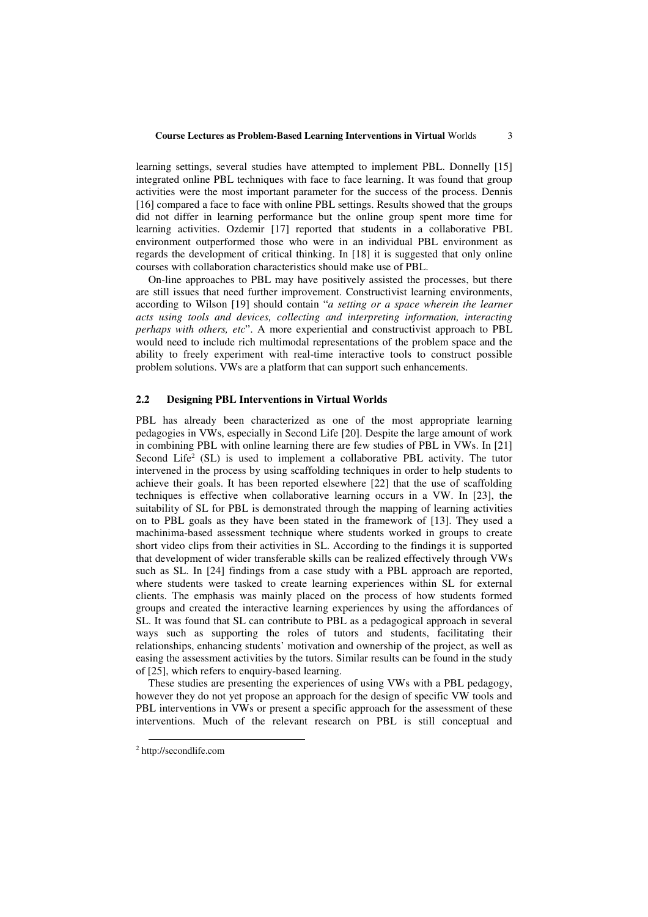learning settings, several studies have attempted to implement PBL. Donnelly [15] integrated online PBL techniques with face to face learning. It was found that group activities were the most important parameter for the success of the process. Dennis [16] compared a face to face with online PBL settings. Results showed that the groups did not differ in learning performance but the online group spent more time for learning activities. Ozdemir [17] reported that students in a collaborative PBL environment outperformed those who were in an individual PBL environment as regards the development of critical thinking. In [18] it is suggested that only online courses with collaboration characteristics should make use of PBL.

On-line approaches to PBL may have positively assisted the processes, but there are still issues that need further improvement. Constructivist learning environments, according to Wilson [19] should contain "*a setting or a space wherein the learner acts using tools and devices, collecting and interpreting information, interacting perhaps with others, etc*". A more experiential and constructivist approach to PBL would need to include rich multimodal representations of the problem space and the ability to freely experiment with real-time interactive tools to construct possible problem solutions. VWs are a platform that can support such enhancements.

### 2.2 Designing PBL Interventions in Virtual Worlds

PBL has already been characterized as one of the most appropriate learning pedagogies in VWs, especially in Second Life [20]. Despite the large amount of work in combining PBL with online learning there are few studies of PBL in VWs. In [21] Second Life[2] (SL) is used to implement a collaborative PBL activity. The tutor intervened in the process by using scaffolding techniques in order to help students to achieve their goals. It has been reported elsewhere [22] that the use of scaffolding techniques is effective when collaborative learning occurs in a VW. In [23], the suitability of SL for PBL is demonstrated through the mapping of learning activities on to PBL goals as they have been stated in the framework of [13]. They used a machinima-based assessment technique where students worked in groups to create short video clips from their activities in SL. According to the findings it is supported that development of wider transferable skills can be realized effectively through VWs such as SL. In [24] findings from a case study with a PBL approach are reported, where students were tasked to create learning experiences within SL for external clients. The emphasis was mainly placed on the process of how students formed groups and created the interactive learning experiences by using the affordances of SL. It was found that SL can contribute to PBL as a pedagogical approach in several ways such as supporting the roles of tutors and students, facilitating their relationships, enhancing students' motivation and ownership of the project, as well as easing the assessment activities by the tutors. Similar results can be found in the study of [25], which refers to enquiry-based learning.

These studies are presenting the experiences of using VWs with a PBL pedagogy, however they do not yet propose an approach for the design of specific VW tools and PBL interventions in VWs or present a specific approach for the assessment of these interventions. Much of the relevant research on PBL is still conceptual and

---

[2] http://secondlife.com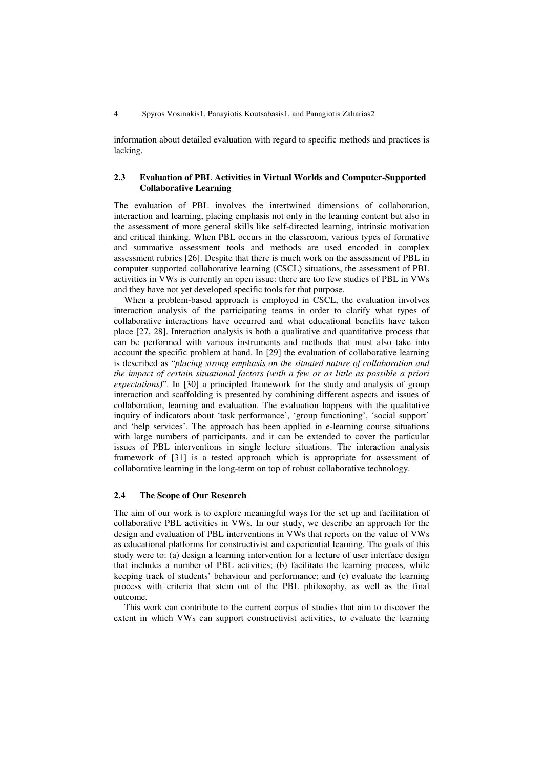information about detailed evaluation with regard to specific methods and practices is lacking.

### 2.3 Evaluation of PBL Activities in Virtual Worlds and Computer-Supported Collaborative Learning

The evaluation of PBL involves the intertwined dimensions of collaboration, interaction and learning, placing emphasis not only in the learning content but also in the assessment of more general skills like self-directed learning, intrinsic motivation and critical thinking. When PBL occurs in the classroom, various types of formative and summative assessment tools and methods are used encoded in complex assessment rubrics [26]. Despite that there is much work on the assessment of PBL in computer supported collaborative learning (CSCL) situations, the assessment of PBL activities in VWs is currently an open issue: there are too few studies of PBL in VWs and they have not yet developed specific tools for that purpose.

When a problem-based approach is employed in CSCL, the evaluation involves interaction analysis of the participating teams in order to clarify what types of collaborative interactions have occurred and what educational benefits have taken place [27, 28]. Interaction analysis is both a qualitative and quantitative process that can be performed with various instruments and methods that must also take into account the specific problem at hand. In [29] the evaluation of collaborative learning is described as "*placing strong emphasis on the situated nature of collaboration and the impact of certain situational factors (with a few or as little as possible a priori expectations)*". In [30] a principled framework for the study and analysis of group interaction and scaffolding is presented by combining different aspects and issues of collaboration, learning and evaluation. The evaluation happens with the qualitative inquiry of indicators about 'task performance', 'group functioning', 'social support' and 'help services'. The approach has been applied in e-learning course situations with large numbers of participants, and it can be extended to cover the particular issues of PBL interventions in single lecture situations. The interaction analysis framework of [31] is a tested approach which is appropriate for assessment of collaborative learning in the long-term on top of robust collaborative technology.

### 2.4 The Scope of Our Research

The aim of our work is to explore meaningful ways for the set up and facilitation of collaborative PBL activities in VWs. In our study, we describe an approach for the design and evaluation of PBL interventions in VWs that reports on the value of VWs as educational platforms for constructivist and experiential learning. The goals of this study were to: (a) design a learning intervention for a lecture of user interface design that includes a number of PBL activities; (b) facilitate the learning process, while keeping track of students' behaviour and performance; and (c) evaluate the learning process with criteria that stem out of the PBL philosophy, as well as the final outcome.

This work can contribute to the current corpus of studies that aim to discover the extent in which VWs can support constructivist activities, to evaluate the learning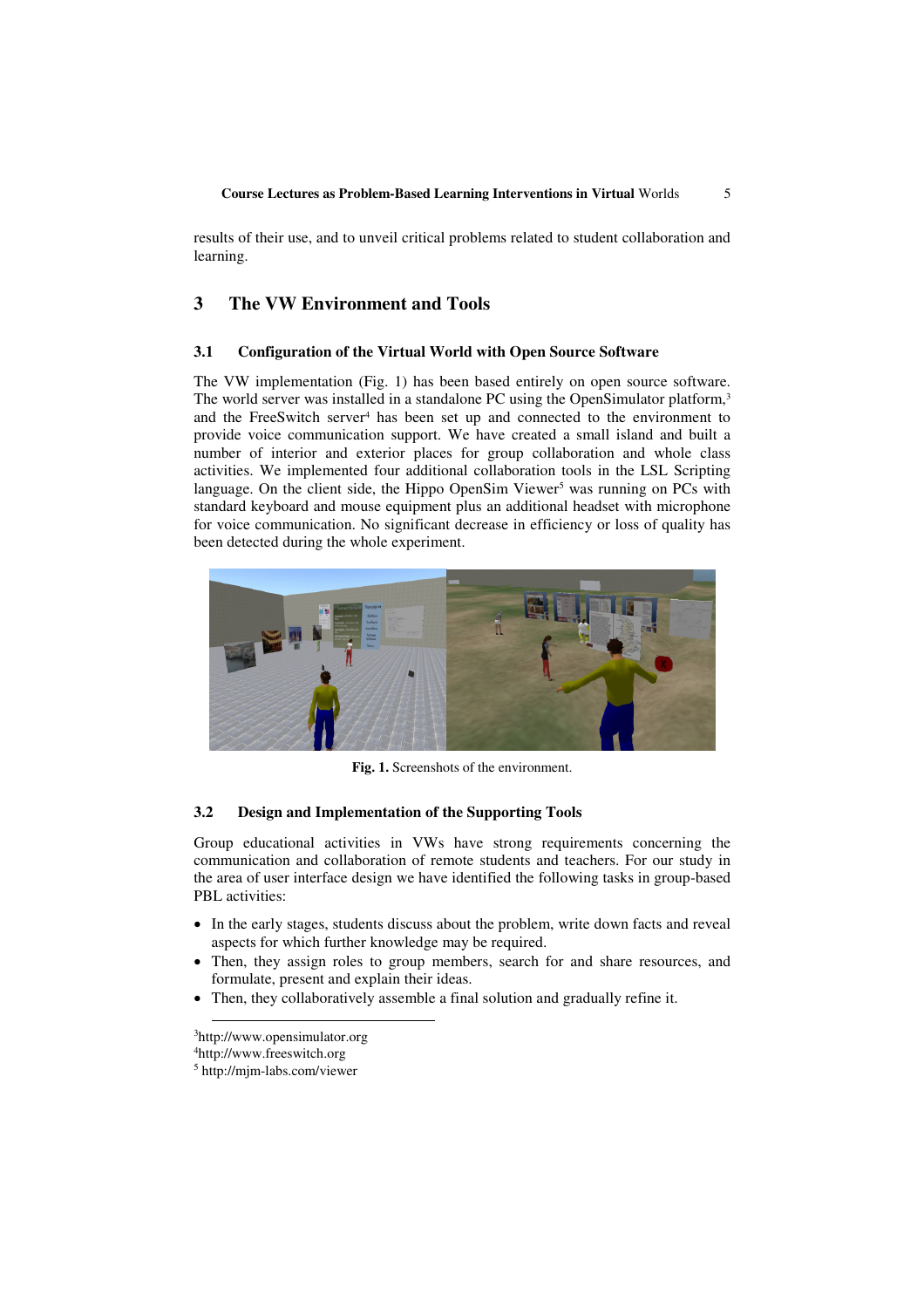results of their use, and to unveil critical problems related to student collaboration and learning.

## 3 The VW Environment and Tools

### 3.1 Configuration of the Virtual World with Open Source Software

The VW implementation (Fig. 1) has been based entirely on open source software. The world server was installed in a standalone PC using the OpenSimulator platform,[3] and the FreeSwitch server[4] has been set up and connected to the environment to provide voice communication support. We have created a small island and built a number of interior and exterior places for group collaboration and whole class activities. We implemented four additional collaboration tools in the LSL Scripting language. On the client side, the Hippo OpenSim Viewer[5] was running on PCs with standard keyboard and mouse equipment plus an additional headset with microphone for voice communication. No significant decrease in efficiency or loss of quality has been detected during the whole experiment.

**Fig. 1.** Screenshots of the environment.

### 3.2 Design and Implementation of the Supporting Tools

Group educational activities in VWs have strong requirements concerning the communication and collaboration of remote students and teachers. For our study in the area of user interface design we have identified the following tasks in group-based PBL activities:

- In the early stages, students discuss about the problem, write down facts and reveal aspects for which further knowledge may be required.
- Then, they assign roles to group members, search for and share resources, and formulate, present and explain their ideas.
- Then, they collaboratively assemble a final solution and gradually refine it.

---

[3]http://www.opensimulator.org
[4]http://www.freeswitch.org
[5] http://mjm-labs.com/viewer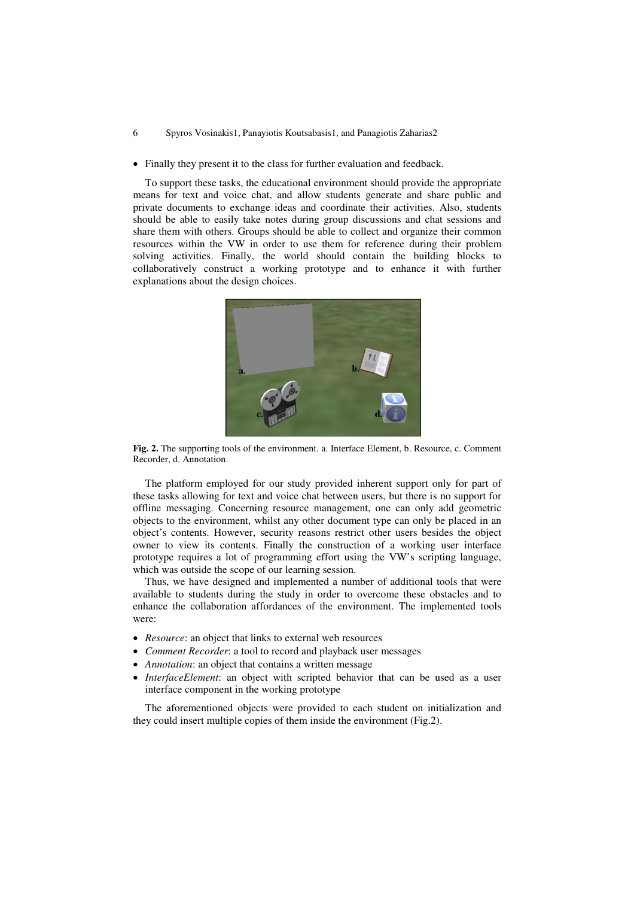- Finally they present it to the class for further evaluation and feedback.

To support these tasks, the educational environment should provide the appropriate means for text and voice chat, and allow students generate and share public and private documents to exchange ideas and coordinate their activities. Also, students should be able to easily take notes during group discussions and chat sessions and share them with others. Groups should be able to collect and organize their common resources within the VW in order to use them for reference during their problem solving activities. Finally, the world should contain the building blocks to collaboratively construct a working prototype and to enhance it with further explanations about the design choices.

**Fig. 2.** The supporting tools of the environment. a. Interface Element, b. Resource, c. Comment Recorder, d. Annotation.

The platform employed for our study provided inherent support only for part of these tasks allowing for text and voice chat between users, but there is no support for offline messaging. Concerning resource management, one can only add geometric objects to the environment, whilst any other document type can only be placed in an object's contents. However, security reasons restrict other users besides the object owner to view its contents. Finally the construction of a working user interface prototype requires a lot of programming effort using the VW's scripting language, which was outside the scope of our learning session.

Thus, we have designed and implemented a number of additional tools that were available to students during the study in order to overcome these obstacles and to enhance the collaboration affordances of the environment. The implemented tools were:

- *Resource*: an object that links to external web resources
- *Comment Recorder*: a tool to record and playback user messages
- *Annotation*: an object that contains a written message
- *InterfaceElement*: an object with scripted behavior that can be used as a user interface component in the working prototype

The aforementioned objects were provided to each student on initialization and they could insert multiple copies of them inside the environment (Fig.2).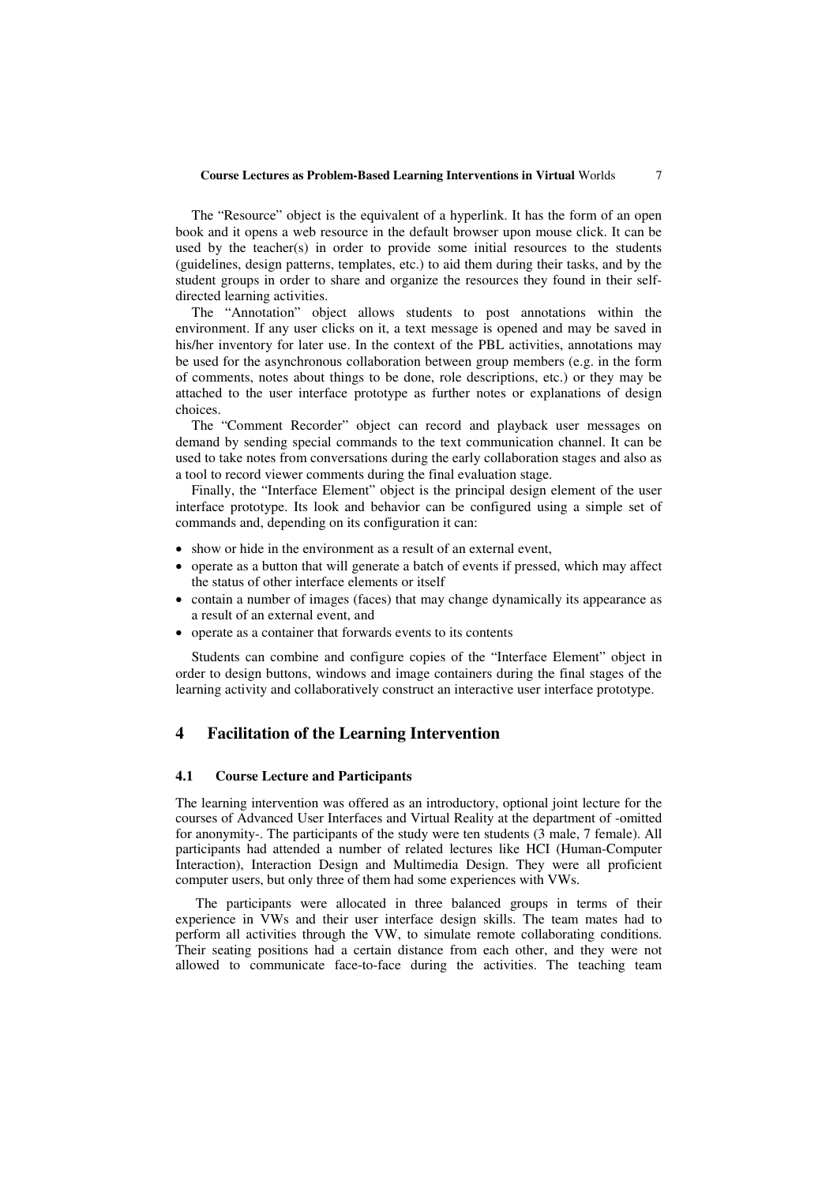The "Resource" object is the equivalent of a hyperlink. It has the form of an open book and it opens a web resource in the default browser upon mouse click. It can be used by the teacher(s) in order to provide some initial resources to the students (guidelines, design patterns, templates, etc.) to aid them during their tasks, and by the student groups in order to share and organize the resources they found in their self-directed learning activities.

The "Annotation" object allows students to post annotations within the environment. If any user clicks on it, a text message is opened and may be saved in his/her inventory for later use. In the context of the PBL activities, annotations may be used for the asynchronous collaboration between group members (e.g. in the form of comments, notes about things to be done, role descriptions, etc.) or they may be attached to the user interface prototype as further notes or explanations of design choices.

The "Comment Recorder" object can record and playback user messages on demand by sending special commands to the text communication channel. It can be used to take notes from conversations during the early collaboration stages and also as a tool to record viewer comments during the final evaluation stage.

Finally, the "Interface Element" object is the principal design element of the user interface prototype. Its look and behavior can be configured using a simple set of commands and, depending on its configuration it can:

- show or hide in the environment as a result of an external event,
- operate as a button that will generate a batch of events if pressed, which may affect the status of other interface elements or itself
- contain a number of images (faces) that may change dynamically its appearance as a result of an external event, and
- operate as a container that forwards events to its contents

Students can combine and configure copies of the "Interface Element" object in order to design buttons, windows and image containers during the final stages of the learning activity and collaboratively construct an interactive user interface prototype.

## 4 Facilitation of the Learning Intervention

### 4.1 Course Lecture and Participants

The learning intervention was offered as an introductory, optional joint lecture for the courses of Advanced User Interfaces and Virtual Reality at the department of -omitted for anonymity-. The participants of the study were ten students (3 male, 7 female). All participants had attended a number of related lectures like HCI (Human-Computer Interaction), Interaction Design and Multimedia Design. They were all proficient computer users, but only three of them had some experiences with VWs.

The participants were allocated in three balanced groups in terms of their experience in VWs and their user interface design skills. The team mates had to perform all activities through the VW, to simulate remote collaborating conditions. Their seating positions had a certain distance from each other, and they were not allowed to communicate face-to-face during the activities. The teaching team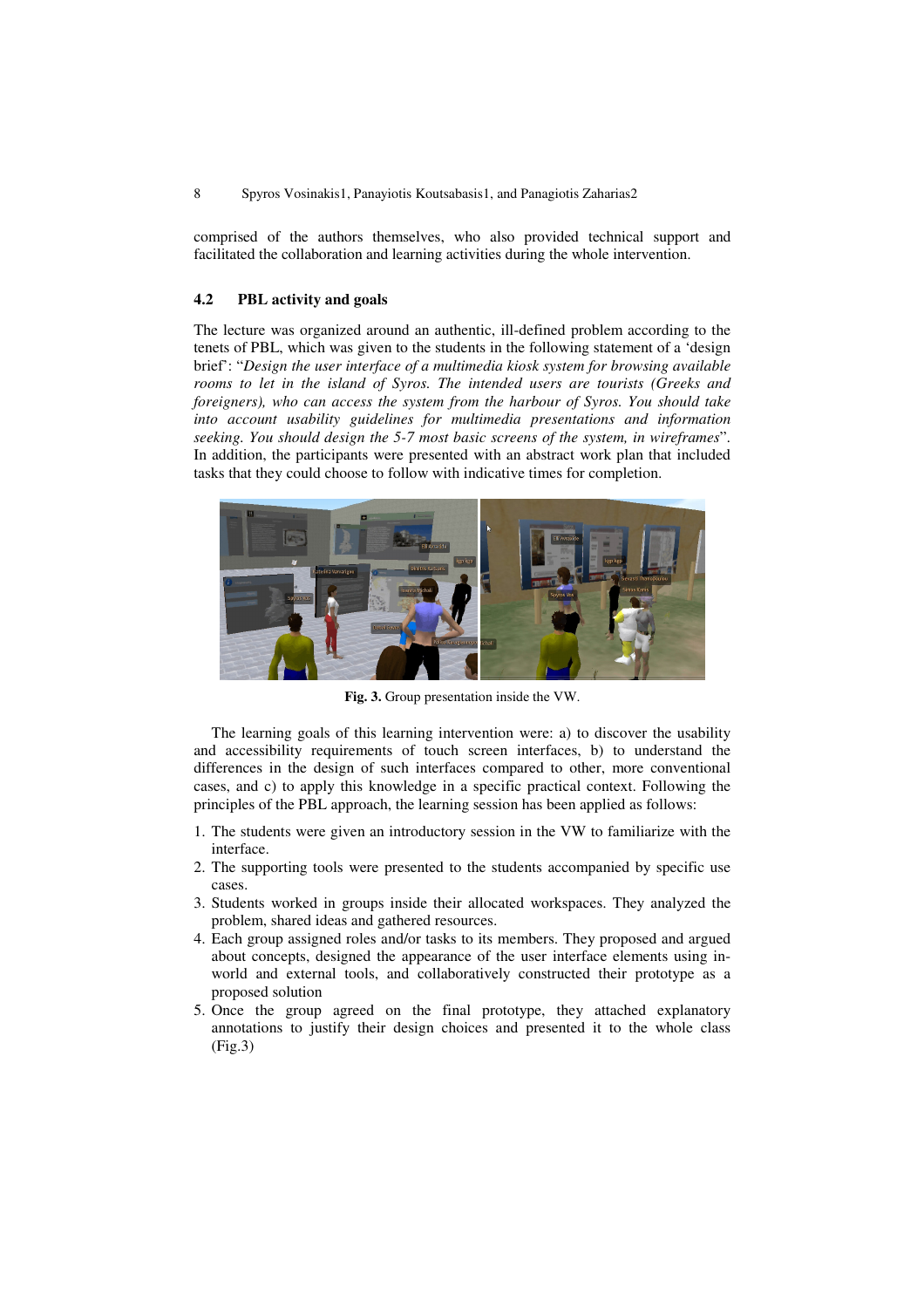comprised of the authors themselves, who also provided technical support and facilitated the collaboration and learning activities during the whole intervention.

### 4.2 PBL activity and goals

The lecture was organized around an authentic, ill-defined problem according to the tenets of PBL, which was given to the students in the following statement of a 'design brief': "*Design the user interface of a multimedia kiosk system for browsing available rooms to let in the island of Syros. The intended users are tourists (Greeks and foreigners), who can access the system from the harbour of Syros. You should take into account usability guidelines for multimedia presentations and information seeking. You should design the 5-7 most basic screens of the system, in wireframes*". In addition, the participants were presented with an abstract work plan that included tasks that they could choose to follow with indicative times for completion.

**Fig. 3.** Group presentation inside the VW.

The learning goals of this learning intervention were: a) to discover the usability and accessibility requirements of touch screen interfaces, b) to understand the differences in the design of such interfaces compared to other, more conventional cases, and c) to apply this knowledge in a specific practical context. Following the principles of the PBL approach, the learning session has been applied as follows:

1. The students were given an introductory session in the VW to familiarize with the interface.
2. The supporting tools were presented to the students accompanied by specific use cases.
3. Students worked in groups inside their allocated workspaces. They analyzed the problem, shared ideas and gathered resources.
4. Each group assigned roles and/or tasks to its members. They proposed and argued about concepts, designed the appearance of the user interface elements using in-world and external tools, and collaboratively constructed their prototype as a proposed solution
5. Once the group agreed on the final prototype, they attached explanatory annotations to justify their design choices and presented it to the whole class (Fig.3)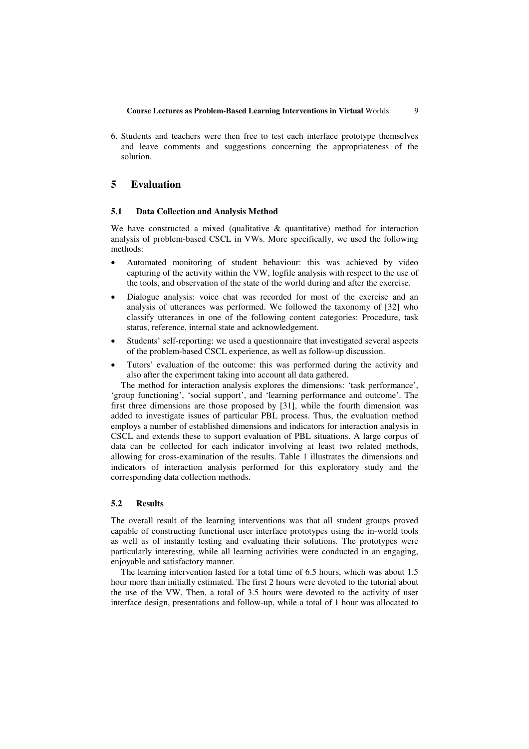6. Students and teachers were then free to test each interface prototype themselves and leave comments and suggestions concerning the appropriateness of the solution.

## 5 Evaluation

### 5.1 Data Collection and Analysis Method

We have constructed a mixed (qualitative & quantitative) method for interaction analysis of problem-based CSCL in VWs. More specifically, we used the following methods:

- Automated monitoring of student behaviour: this was achieved by video capturing of the activity within the VW, logfile analysis with respect to the use of the tools, and observation of the state of the world during and after the exercise.
- Dialogue analysis: voice chat was recorded for most of the exercise and an analysis of utterances was performed. We followed the taxonomy of [32] who classify utterances in one of the following content categories: Procedure, task status, reference, internal state and acknowledgement.
- Students' self-reporting: we used a questionnaire that investigated several aspects of the problem-based CSCL experience, as well as follow-up discussion.
- Tutors' evaluation of the outcome: this was performed during the activity and also after the experiment taking into account all data gathered.

The method for interaction analysis explores the dimensions: 'task performance', 'group functioning', 'social support', and 'learning performance and outcome'. The first three dimensions are those proposed by [31], while the fourth dimension was added to investigate issues of particular PBL process. Thus, the evaluation method employs a number of established dimensions and indicators for interaction analysis in CSCL and extends these to support evaluation of PBL situations. A large corpus of data can be collected for each indicator involving at least two related methods, allowing for cross-examination of the results. Table 1 illustrates the dimensions and indicators of interaction analysis performed for this exploratory study and the corresponding data collection methods.

### 5.2 Results

The overall result of the learning interventions was that all student groups proved capable of constructing functional user interface prototypes using the in-world tools as well as of instantly testing and evaluating their solutions. The prototypes were particularly interesting, while all learning activities were conducted in an engaging, enjoyable and satisfactory manner.

The learning intervention lasted for a total time of 6.5 hours, which was about 1.5 hour more than initially estimated. The first 2 hours were devoted to the tutorial about the use of the VW. Then, a total of 3.5 hours were devoted to the activity of user interface design, presentations and follow-up, while a total of 1 hour was allocated to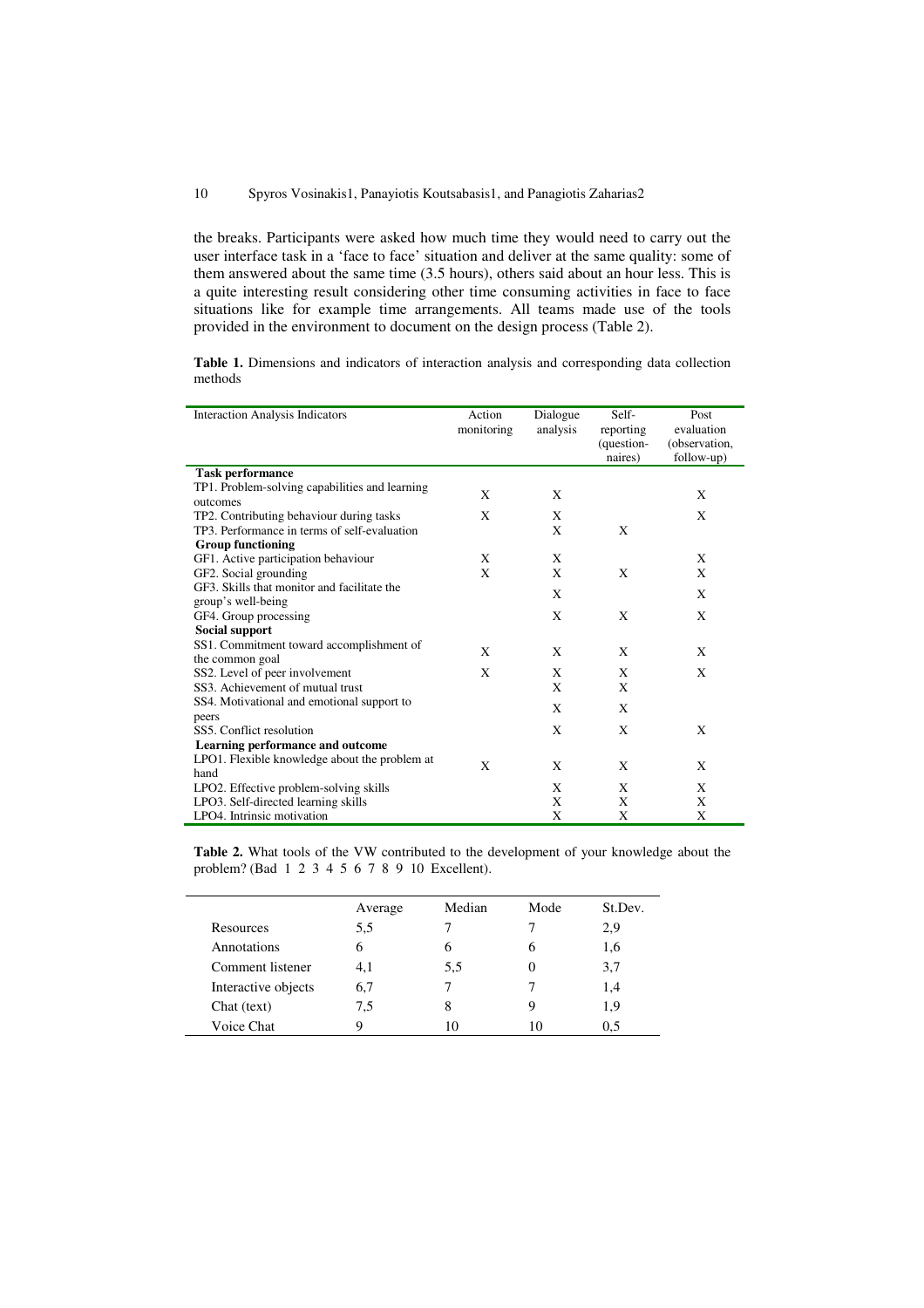the breaks. Participants were asked how much time they would need to carry out the user interface task in a 'face to face' situation and deliver at the same quality: some of them answered about the same time (3.5 hours), others said about an hour less. This is a quite interesting result considering other time consuming activities in face to face situations like for example time arrangements. All teams made use of the tools provided in the environment to document on the design process (Table 2).

**Table 1.** Dimensions and indicators of interaction analysis and corresponding data collection methods

| Interaction Analysis Indicators | Action monitoring | Dialogue analysis | Self-reporting (question-naires) | Post evaluation (observation, follow-up) |
|---|---|---|---|---|
| **Task performance** | | | | |
| TP1. Problem-solving capabilities and learning outcomes | X | X | | X |
| TP2. Contributing behaviour during tasks | X | X | | X |
| TP3. Performance in terms of self-evaluation | | X | X | |
| **Group functioning** | | | | |
| GF1. Active participation behaviour | X | X | | X |
| GF2. Social grounding | X | X | X | X |
| GF3. Skills that monitor and facilitate the group's well-being | | X | | X |
| GF4. Group processing | | X | X | X |
| **Social support** | | | | |
| SS1. Commitment toward accomplishment of the common goal | X | X | X | X |
| SS2. Level of peer involvement | X | X | X | X |
| SS3. Achievement of mutual trust | | X | X | |
| SS4. Motivational and emotional support to peers | | X | X | |
| SS5. Conflict resolution | | X | X | X |
| **Learning performance and outcome** | | | | |
| LPO1. Flexible knowledge about the problem at hand | X | X | X | X |
| LPO2. Effective problem-solving skills | | X | X | X |
| LPO3. Self-directed learning skills | | X | X | X |
| LPO4. Intrinsic motivation | | X | X | X |

**Table 2.** What tools of the VW contributed to the development of your knowledge about the problem? (Bad 1 2 3 4 5 6 7 8 9 10 Excellent).

| | Average | Median | Mode | St.Dev. |
|---|---|---|---|---|
| Resources | 5,5 | 7 | 7 | 2,9 |
| Annotations | 6 | 6 | 6 | 1,6 |
| Comment listener | 4,1 | 5,5 | 0 | 3,7 |
| Interactive objects | 6,7 | 7 | 7 | 1,4 |
| Chat (text) | 7,5 | 8 | 9 | 1,9 |
| Voice Chat | 9 | 10 | 10 | 0,5 |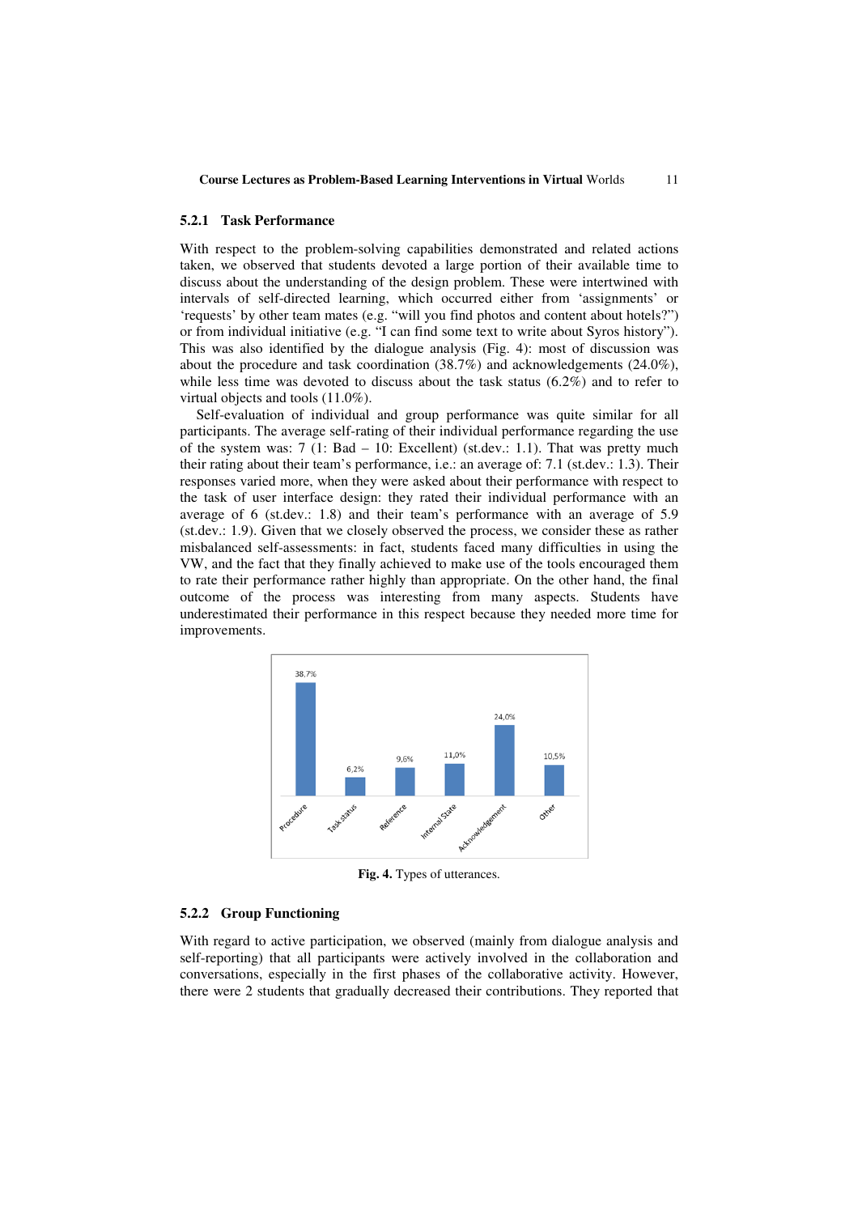### 5.2.1 Task Performance

With respect to the problem-solving capabilities demonstrated and related actions taken, we observed that students devoted a large portion of their available time to discuss about the understanding of the design problem. These were intertwined with intervals of self-directed learning, which occurred either from 'assignments' or 'requests' by other team mates (e.g. "will you find photos and content about hotels?") or from individual initiative (e.g. "I can find some text to write about Syros history"). This was also identified by the dialogue analysis (Fig. 4): most of discussion was about the procedure and task coordination (38.7%) and acknowledgements (24.0%), while less time was devoted to discuss about the task status (6.2%) and to refer to virtual objects and tools (11.0%).

Self-evaluation of individual and group performance was quite similar for all participants. The average self-rating of their individual performance regarding the use of the system was: 7 (1: Bad – 10: Excellent) (st.dev.: 1.1). That was pretty much their rating about their team's performance, i.e.: an average of: 7.1 (st.dev.: 1.3). Their responses varied more, when they were asked about their performance with respect to the task of user interface design: they rated their individual performance with an average of 6 (st.dev.: 1.8) and their team's performance with an average of 5.9 (st.dev.: 1.9). Given that we closely observed the process, we consider these as rather misbalanced self-assessments: in fact, students faced many difficulties in using the VW, and the fact that they finally achieved to make use of the tools encouraged them to rate their performance rather highly than appropriate. On the other hand, the final outcome of the process was interesting from many aspects. Students have underestimated their performance in this respect because they needed more time for improvements.

| Procedure | Task status | Reference | Internal State | Acknowledgement | Other |
|---|---|---|---|---|---|
| 38,7% | 6,2% | 9,6% | 11,0% | 24,0% | 10,5% |

**Fig. 4.** Types of utterances.

### 5.2.2 Group Functioning

With regard to active participation, we observed (mainly from dialogue analysis and self-reporting) that all participants were actively involved in the collaboration and conversations, especially in the first phases of the collaborative activity. However, there were 2 students that gradually decreased their contributions. They reported that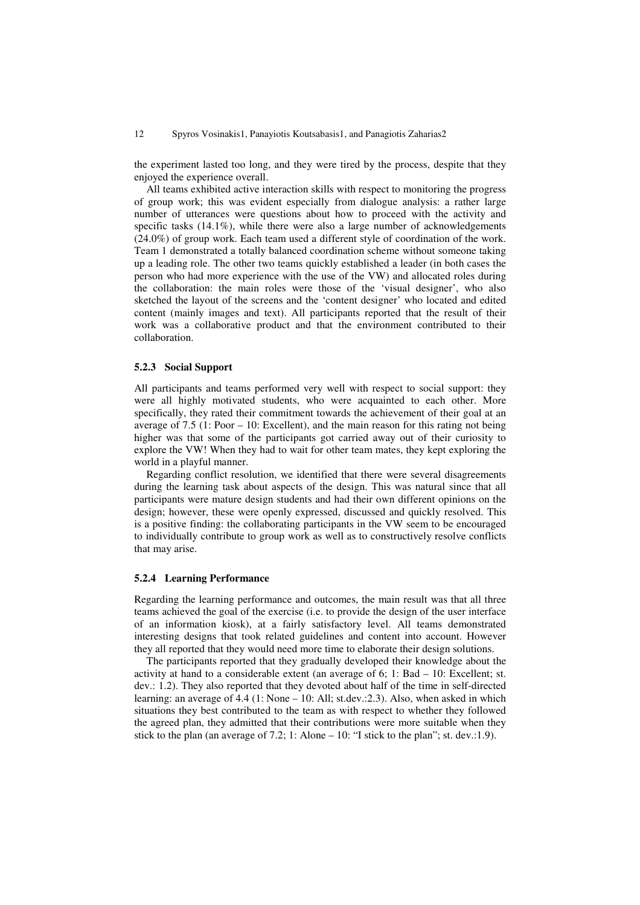the experiment lasted too long, and they were tired by the process, despite that they enjoyed the experience overall.

All teams exhibited active interaction skills with respect to monitoring the progress of group work; this was evident especially from dialogue analysis: a rather large number of utterances were questions about how to proceed with the activity and specific tasks (14.1%), while there were also a large number of acknowledgements (24.0%) of group work. Each team used a different style of coordination of the work. Team 1 demonstrated a totally balanced coordination scheme without someone taking up a leading role. The other two teams quickly established a leader (in both cases the person who had more experience with the use of the VW) and allocated roles during the collaboration: the main roles were those of the 'visual designer', who also sketched the layout of the screens and the 'content designer' who located and edited content (mainly images and text). All participants reported that the result of their work was a collaborative product and that the environment contributed to their collaboration.

### 5.2.3 Social Support

All participants and teams performed very well with respect to social support: they were all highly motivated students, who were acquainted to each other. More specifically, they rated their commitment towards the achievement of their goal at an average of 7.5 (1: Poor – 10: Excellent), and the main reason for this rating not being higher was that some of the participants got carried away out of their curiosity to explore the VW! When they had to wait for other team mates, they kept exploring the world in a playful manner.

Regarding conflict resolution, we identified that there were several disagreements during the learning task about aspects of the design. This was natural since that all participants were mature design students and had their own different opinions on the design; however, these were openly expressed, discussed and quickly resolved. This is a positive finding: the collaborating participants in the VW seem to be encouraged to individually contribute to group work as well as to constructively resolve conflicts that may arise.

### 5.2.4 Learning Performance

Regarding the learning performance and outcomes, the main result was that all three teams achieved the goal of the exercise (i.e. to provide the design of the user interface of an information kiosk), at a fairly satisfactory level. All teams demonstrated interesting designs that took related guidelines and content into account. However they all reported that they would need more time to elaborate their design solutions.

The participants reported that they gradually developed their knowledge about the activity at hand to a considerable extent (an average of 6; 1: Bad – 10: Excellent; st. dev.: 1.2). They also reported that they devoted about half of the time in self-directed learning: an average of 4.4 (1: None – 10: All; st.dev.:2.3). Also, when asked in which situations they best contributed to the team as with respect to whether they followed the agreed plan, they admitted that their contributions were more suitable when they stick to the plan (an average of 7.2; 1: Alone – 10: "I stick to the plan"; st. dev.:1.9).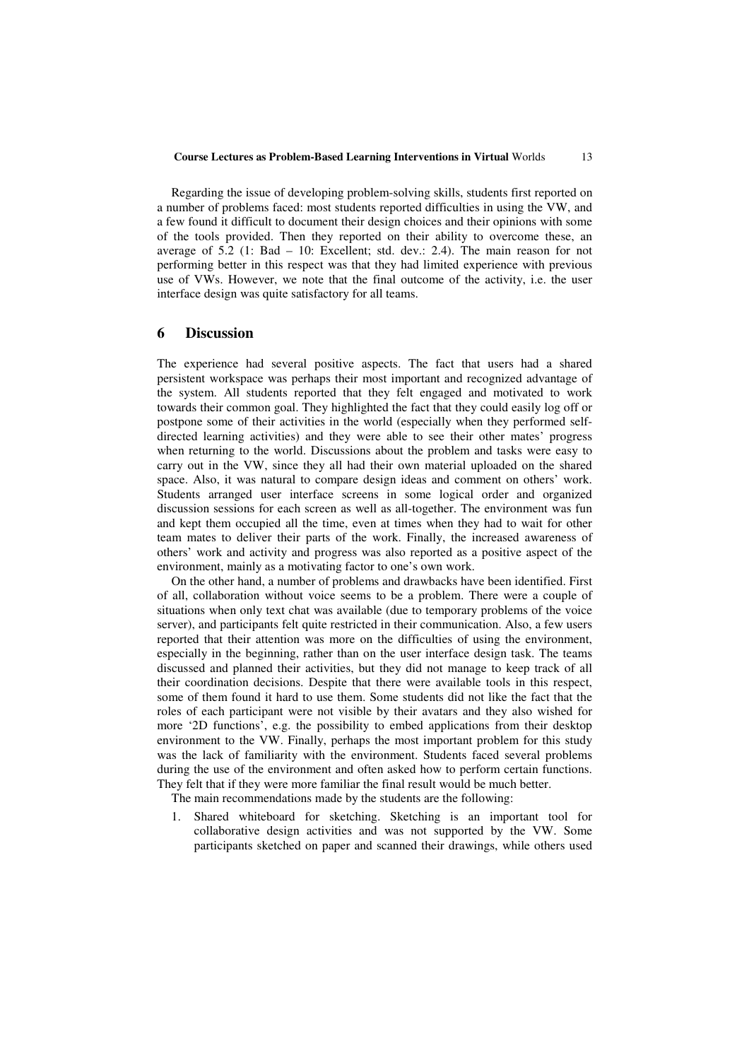Regarding the issue of developing problem-solving skills, students first reported on a number of problems faced: most students reported difficulties in using the VW, and a few found it difficult to document their design choices and their opinions with some of the tools provided. Then they reported on their ability to overcome these, an average of 5.2 (1: Bad – 10: Excellent; std. dev.: 2.4). The main reason for not performing better in this respect was that they had limited experience with previous use of VWs. However, we note that the final outcome of the activity, i.e. the user interface design was quite satisfactory for all teams.

## 6 Discussion

The experience had several positive aspects. The fact that users had a shared persistent workspace was perhaps their most important and recognized advantage of the system. All students reported that they felt engaged and motivated to work towards their common goal. They highlighted the fact that they could easily log off or postpone some of their activities in the world (especially when they performed self-directed learning activities) and they were able to see their other mates' progress when returning to the world. Discussions about the problem and tasks were easy to carry out in the VW, since they all had their own material uploaded on the shared space. Also, it was natural to compare design ideas and comment on others' work. Students arranged user interface screens in some logical order and organized discussion sessions for each screen as well as all-together. The environment was fun and kept them occupied all the time, even at times when they had to wait for other team mates to deliver their parts of the work. Finally, the increased awareness of others' work and activity and progress was also reported as a positive aspect of the environment, mainly as a motivating factor to one's own work.

On the other hand, a number of problems and drawbacks have been identified. First of all, collaboration without voice seems to be a problem. There were a couple of situations when only text chat was available (due to temporary problems of the voice server), and participants felt quite restricted in their communication. Also, a few users reported that their attention was more on the difficulties of using the environment, especially in the beginning, rather than on the user interface design task. The teams discussed and planned their activities, but they did not manage to keep track of all their coordination decisions. Despite that there were available tools in this respect, some of them found it hard to use them. Some students did not like the fact that the roles of each participant were not visible by their avatars and they also wished for more '2D functions', e.g. the possibility to embed applications from their desktop environment to the VW. Finally, perhaps the most important problem for this study was the lack of familiarity with the environment. Students faced several problems during the use of the environment and often asked how to perform certain functions. They felt that if they were more familiar the final result would be much better.

The main recommendations made by the students are the following:

1. Shared whiteboard for sketching. Sketching is an important tool for collaborative design activities and was not supported by the VW. Some participants sketched on paper and scanned their drawings, while others used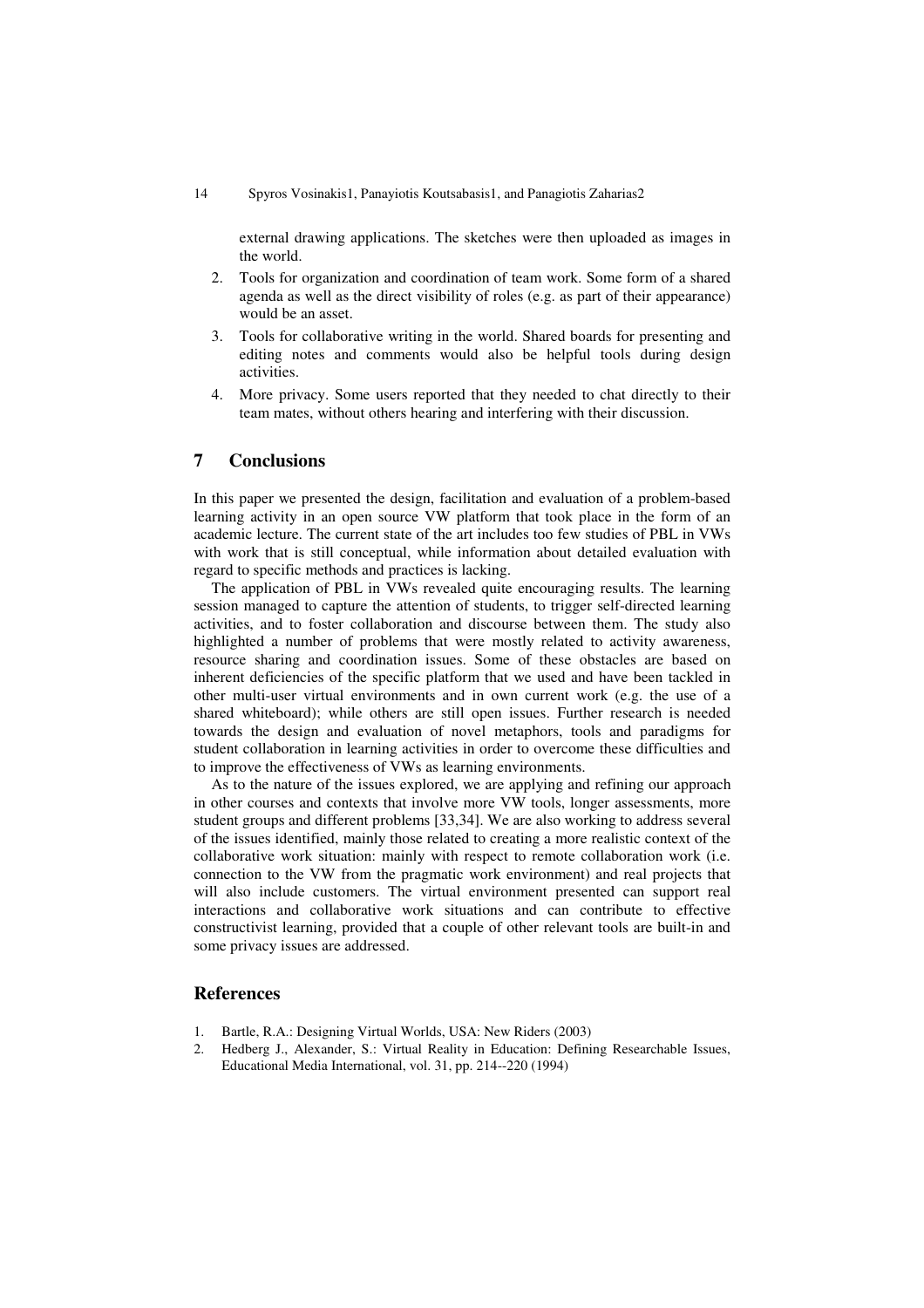external drawing applications. The sketches were then uploaded as images in the world.

2. Tools for organization and coordination of team work. Some form of a shared agenda as well as the direct visibility of roles (e.g. as part of their appearance) would be an asset.
3. Tools for collaborative writing in the world. Shared boards for presenting and editing notes and comments would also be helpful tools during design activities.
4. More privacy. Some users reported that they needed to chat directly to their team mates, without others hearing and interfering with their discussion.

## 7 Conclusions

In this paper we presented the design, facilitation and evaluation of a problem-based learning activity in an open source VW platform that took place in the form of an academic lecture. The current state of the art includes too few studies of PBL in VWs with work that is still conceptual, while information about detailed evaluation with regard to specific methods and practices is lacking.

The application of PBL in VWs revealed quite encouraging results. The learning session managed to capture the attention of students, to trigger self-directed learning activities, and to foster collaboration and discourse between them. The study also highlighted a number of problems that were mostly related to activity awareness, resource sharing and coordination issues. Some of these obstacles are based on inherent deficiencies of the specific platform that we used and have been tackled in other multi-user virtual environments and in own current work (e.g. the use of a shared whiteboard); while others are still open issues. Further research is needed towards the design and evaluation of novel metaphors, tools and paradigms for student collaboration in learning activities in order to overcome these difficulties and to improve the effectiveness of VWs as learning environments.

As to the nature of the issues explored, we are applying and refining our approach in other courses and contexts that involve more VW tools, longer assessments, more student groups and different problems [33,34]. We are also working to address several of the issues identified, mainly those related to creating a more realistic context of the collaborative work situation: mainly with respect to remote collaboration work (i.e. connection to the VW from the pragmatic work environment) and real projects that will also include customers. The virtual environment presented can support real interactions and collaborative work situations and can contribute to effective constructivist learning, provided that a couple of other relevant tools are built-in and some privacy issues are addressed.

## References

1. Bartle, R.A.: Designing Virtual Worlds, USA: New Riders (2003)
2. Hedberg J., Alexander, S.: Virtual Reality in Education: Defining Researchable Issues, Educational Media International, vol. 31, pp. 214--220 (1994)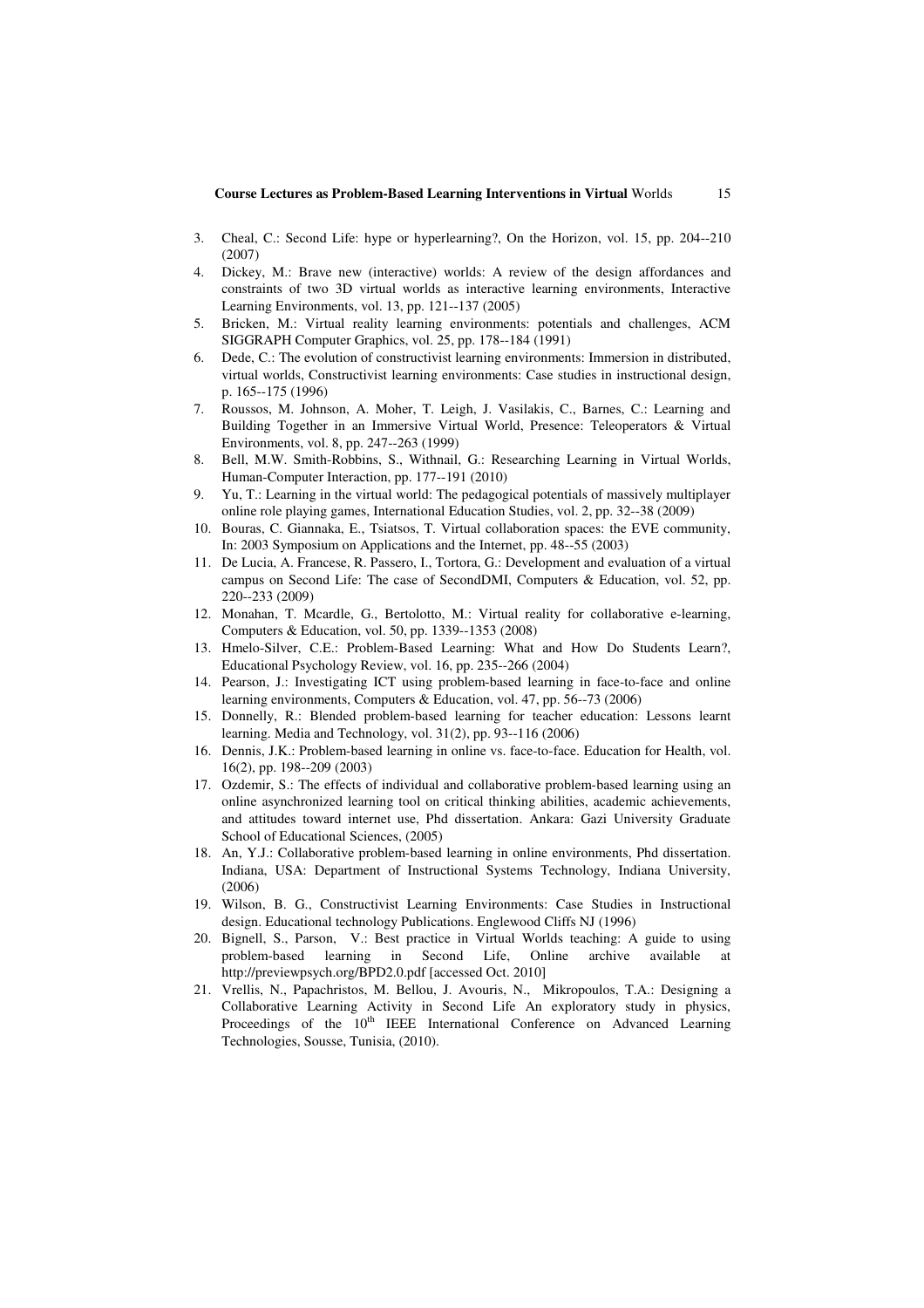3. Cheal, C.: Second Life: hype or hyperlearning?, On the Horizon, vol. 15, pp. 204--210 (2007)
4. Dickey, M.: Brave new (interactive) worlds: A review of the design affordances and constraints of two 3D virtual worlds as interactive learning environments, Interactive Learning Environments, vol. 13, pp. 121--137 (2005)
5. Bricken, M.: Virtual reality learning environments: potentials and challenges, ACM SIGGRAPH Computer Graphics, vol. 25, pp. 178--184 (1991)
6. Dede, C.: The evolution of constructivist learning environments: Immersion in distributed, virtual worlds, Constructivist learning environments: Case studies in instructional design, p. 165--175 (1996)
7. Roussos, M. Johnson, A. Moher, T. Leigh, J. Vasilakis, C., Barnes, C.: Learning and Building Together in an Immersive Virtual World, Presence: Teleoperators & Virtual Environments, vol. 8, pp. 247--263 (1999)
8. Bell, M.W. Smith-Robbins, S., Withnail, G.: Researching Learning in Virtual Worlds, Human-Computer Interaction, pp. 177--191 (2010)
9. Yu, T.: Learning in the virtual world: The pedagogical potentials of massively multiplayer online role playing games, International Education Studies, vol. 2, pp. 32--38 (2009)
10. Bouras, C. Giannaka, E., Tsiatsos, T. Virtual collaboration spaces: the EVE community, In: 2003 Symposium on Applications and the Internet, pp. 48--55 (2003)
11. De Lucia, A. Francese, R. Passero, I., Tortora, G.: Development and evaluation of a virtual campus on Second Life: The case of SecondDMI, Computers & Education, vol. 52, pp. 220--233 (2009)
12. Monahan, T. Mcardle, G., Bertolotto, M.: Virtual reality for collaborative e-learning, Computers & Education, vol. 50, pp. 1339--1353 (2008)
13. Hmelo-Silver, C.E.: Problem-Based Learning: What and How Do Students Learn?, Educational Psychology Review, vol. 16, pp. 235--266 (2004)
14. Pearson, J.: Investigating ICT using problem-based learning in face-to-face and online learning environments, Computers & Education, vol. 47, pp. 56--73 (2006)
15. Donnelly, R.: Blended problem-based learning for teacher education: Lessons learnt learning. Media and Technology, vol. 31(2), pp. 93--116 (2006)
16. Dennis, J.K.: Problem-based learning in online vs. face-to-face. Education for Health, vol. 16(2), pp. 198--209 (2003)
17. Ozdemir, S.: The effects of individual and collaborative problem-based learning using an online asynchronized learning tool on critical thinking abilities, academic achievements, and attitudes toward internet use, Phd dissertation. Ankara: Gazi University Graduate School of Educational Sciences, (2005)
18. An, Y.J.: Collaborative problem-based learning in online environments, Phd dissertation. Indiana, USA: Department of Instructional Systems Technology, Indiana University, (2006)
19. Wilson, B. G., Constructivist Learning Environments: Case Studies in Instructional design. Educational technology Publications. Englewood Cliffs NJ (1996)
20. Bignell, S., Parson, V.: Best practice in Virtual Worlds teaching: A guide to using problem-based learning in Second Life, Online archive available at http://previewpsych.org/BPD2.0.pdf [accessed Oct. 2010]
21. Vrellis, N., Papachristos, M. Bellou, J. Avouris, N., Mikropoulos, T.A.: Designing a Collaborative Learning Activity in Second Life An exploratory study in physics, Proceedings of the 10th IEEE International Conference on Advanced Learning Technologies, Sousse, Tunisia, (2010).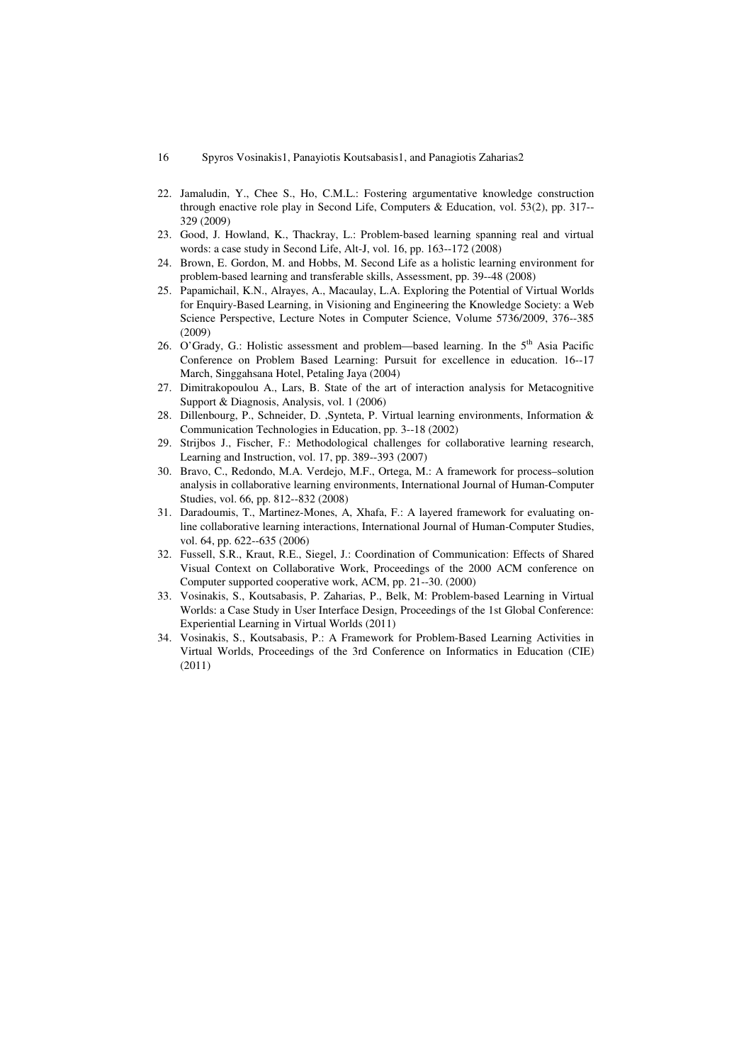22. Jamaludin, Y., Chee S., Ho, C.M.L.: Fostering argumentative knowledge construction through enactive role play in Second Life, Computers & Education, vol. 53(2), pp. 317--329 (2009)
23. Good, J. Howland, K., Thackray, L.: Problem-based learning spanning real and virtual words: a case study in Second Life, Alt-J, vol. 16, pp. 163--172 (2008)
24. Brown, E. Gordon, M. and Hobbs, M. Second Life as a holistic learning environment for problem-based learning and transferable skills, Assessment, pp. 39--48 (2008)
25. Papamichail, K.N., Alrayes, A., Macaulay, L.A. Exploring the Potential of Virtual Worlds for Enquiry-Based Learning, in Visioning and Engineering the Knowledge Society: a Web Science Perspective, Lecture Notes in Computer Science, Volume 5736/2009, 376--385 (2009)
26. O'Grady, G.: Holistic assessment and problem—based learning. In the 5th Asia Pacific Conference on Problem Based Learning: Pursuit for excellence in education. 16--17 March, Singgahsana Hotel, Petaling Jaya (2004)
27. Dimitrakopoulou A., Lars, B. State of the art of interaction analysis for Metacognitive Support & Diagnosis, Analysis, vol. 1 (2006)
28. Dillenbourg, P., Schneider, D. ,Synteta, P. Virtual learning environments, Information & Communication Technologies in Education, pp. 3--18 (2002)
29. Strijbos J., Fischer, F.: Methodological challenges for collaborative learning research, Learning and Instruction, vol. 17, pp. 389--393 (2007)
30. Bravo, C., Redondo, M.A. Verdejo, M.F., Ortega, M.: A framework for process–solution analysis in collaborative learning environments, International Journal of Human-Computer Studies, vol. 66, pp. 812--832 (2008)
31. Daradoumis, T., Martinez-Mones, A, Xhafa, F.: A layered framework for evaluating on-line collaborative learning interactions, International Journal of Human-Computer Studies, vol. 64, pp. 622--635 (2006)
32. Fussell, S.R., Kraut, R.E., Siegel, J.: Coordination of Communication: Effects of Shared Visual Context on Collaborative Work, Proceedings of the 2000 ACM conference on Computer supported cooperative work, ACM, pp. 21--30. (2000)
33. Vosinakis, S., Koutsabasis, P. Zaharias, P., Belk, M: Problem-based Learning in Virtual Worlds: a Case Study in User Interface Design, Proceedings of the 1st Global Conference: Experiential Learning in Virtual Worlds (2011)
34. Vosinakis, S., Koutsabasis, P.: A Framework for Problem-Based Learning Activities in Virtual Worlds, Proceedings of the 3rd Conference on Informatics in Education (CIE) (2011)